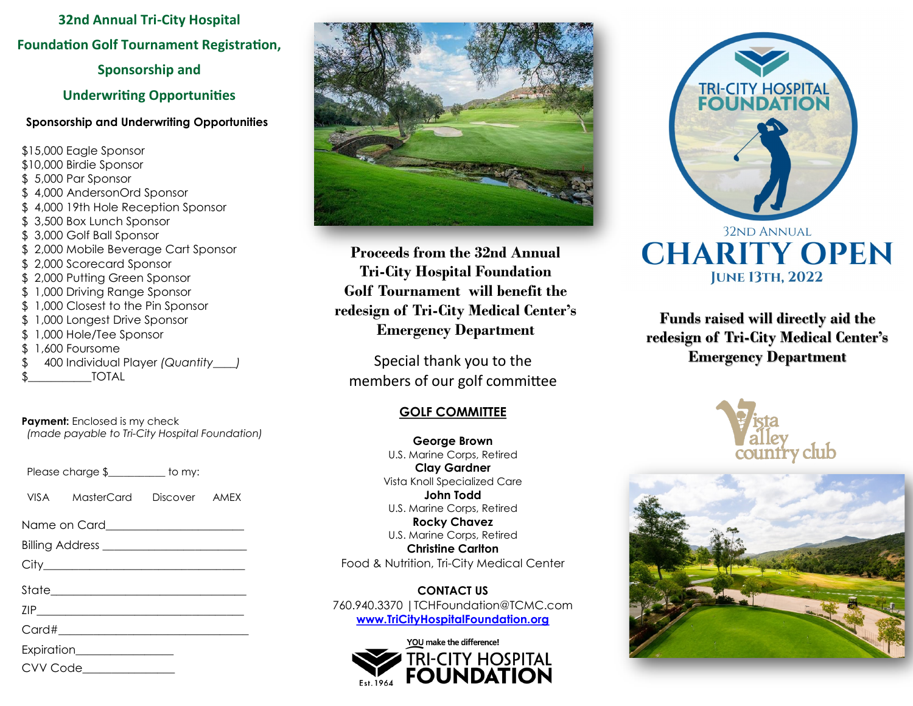# 32nd Annual Tri-City Hospital Foundation Golf Tournament Registration, Sponsorship and Underwriting Opportunities

**Sponsorship and Underwriting Opportunities**

$15,000 Eagle Sponsor
$10,000 Birdie Sponsor
$ 5,000 Par Sponsor
$ 4,000 AndersonOrd Sponsor
$ 4,000 19th Hole Reception Sponsor
$ 3,500 Box Lunch Sponsor
$ 3,000 Golf Ball Sponsor
$ 2,000 Mobile Beverage Cart Sponsor
$ 2,000 Scorecard Sponsor
$ 2,000 Putting Green Sponsor
$ 1,000 Driving Range Sponsor
$ 1,000 Closest to the Pin Sponsor
$ 1,000 Longest Drive Sponsor
$ 1,000 Hole/Tee Sponsor
$ 1,600 Foursome
$ 400 Individual Player *(Quantity____)*
$__________TOTAL

**Payment:** Enclosed is my check
*(made payable to Tri-City Hospital Foundation)*

Please charge $__________ to my:

VISA MasterCard Discover AMEX

Name on Card______________________
Billing Address ______________________
City________________________________
State_______________________________
ZIP_________________________________
Card#_______________________________
Expiration_______________
CVV Code_______________

**Proceeds from the 32nd Annual Tri-City Hospital Foundation Golf Tournament will benefit the redesign of Tri-City Medical Center's Emergency Department**

Special thank you to the members of our golf committee

## GOLF COMMITTEE

**George Brown**
U.S. Marine Corps, Retired
**Clay Gardner**
Vista Knoll Specialized Care
**John Todd**
U.S. Marine Corps, Retired
**Rocky Chavez**
U.S. Marine Corps, Retired
**Christine Carlton**
Food & Nutrition, Tri-City Medical Center

**CONTACT US**
760.940.3370 | TCHFoundation@TCMC.com
www.TriCityHospitalFoundation.org

YOU make the difference!
TRI-CITY HOSPITAL FOUNDATION
Est. 1964

TRI-CITY HOSPITAL FOUNDATION

32ND ANNUAL
# CHARITY OPEN
JUNE 13TH, 2022

**Funds raised will directly aid the redesign of Tri-City Medical Center's Emergency Department**

Vista Valley country club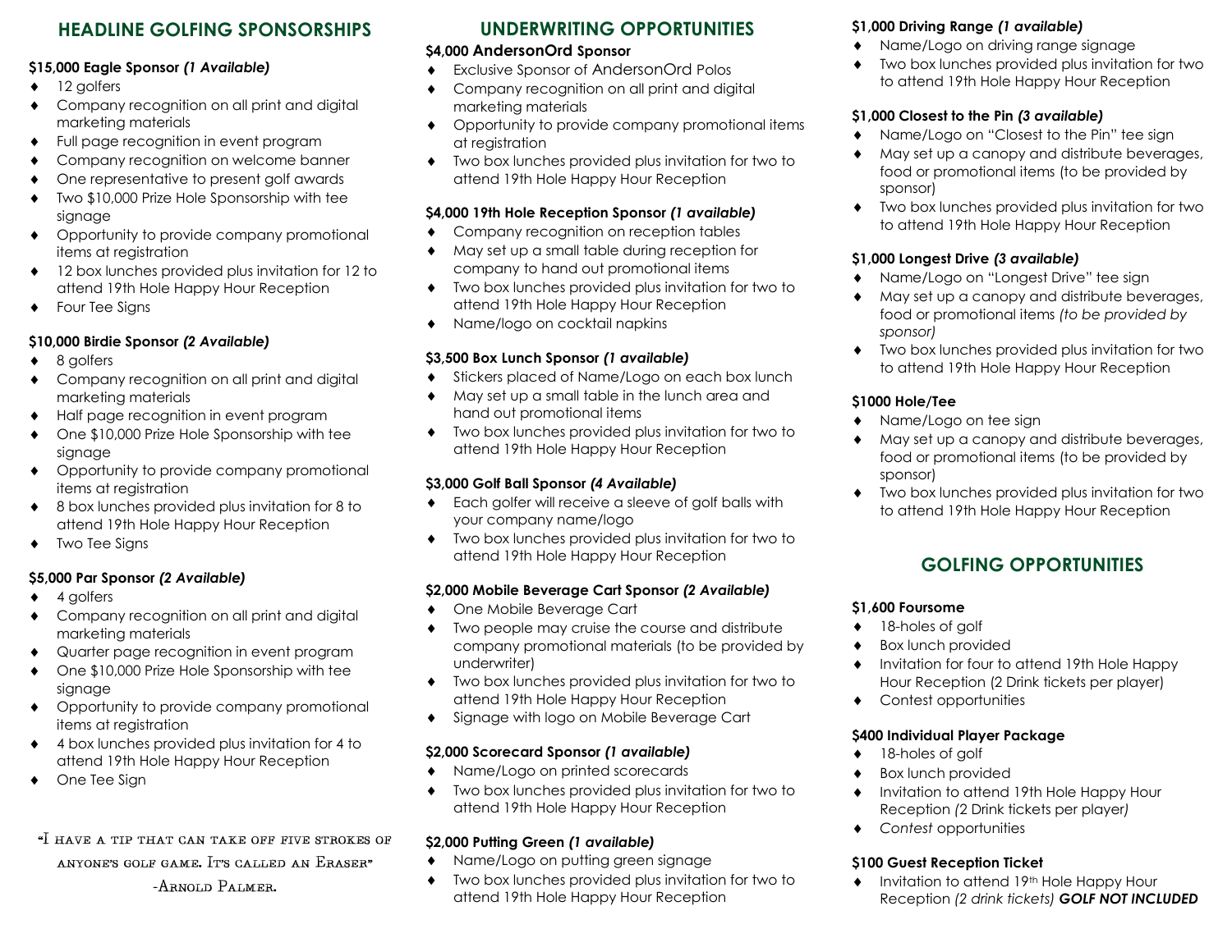## HEADLINE GOLFING SPONSORSHIPS

**$15,000 Eagle Sponsor *(1 Available)***

- 12 golfers
- Company recognition on all print and digital marketing materials
- Full page recognition in event program
- Company recognition on welcome banner
- One representative to present golf awards
- Two $10,000 Prize Hole Sponsorship with tee signage
- Opportunity to provide company promotional items at registration
- 12 box lunches provided plus invitation for 12 to attend 19th Hole Happy Hour Reception
- Four Tee Signs

**$10,000 Birdie Sponsor *(2 Available)***

- 8 golfers
- Company recognition on all print and digital marketing materials
- Half page recognition in event program
- One $10,000 Prize Hole Sponsorship with tee signage
- Opportunity to provide company promotional items at registration
- 8 box lunches provided plus invitation for 8 to attend 19th Hole Happy Hour Reception
- Two Tee Signs

**$5,000 Par Sponsor *(2 Available)***

- 4 golfers
- Company recognition on all print and digital marketing materials
- Quarter page recognition in event program
- One $10,000 Prize Hole Sponsorship with tee signage
- Opportunity to provide company promotional items at registration
- 4 box lunches provided plus invitation for 4 to attend 19th Hole Happy Hour Reception
- One Tee Sign

"I have a tip that can take off five strokes of anyone's golf game. It's called an Eraser"
-Arnold Palmer.

## UNDERWRITING OPPORTUNITIES

**$4,000 AndersonOrd Sponsor**

- Exclusive Sponsor of AndersonOrd Polos
- Company recognition on all print and digital marketing materials
- Opportunity to provide company promotional items at registration
- Two box lunches provided plus invitation for two to attend 19th Hole Happy Hour Reception

**$4,000 19th Hole Reception Sponsor *(1 available)***

- Company recognition on reception tables
- May set up a small table during reception for company to hand out promotional items
- Two box lunches provided plus invitation for two to attend 19th Hole Happy Hour Reception
- Name/logo on cocktail napkins

**$3,500 Box Lunch Sponsor *(1 available)***

- Stickers placed of Name/Logo on each box lunch
- May set up a small table in the lunch area and hand out promotional items
- Two box lunches provided plus invitation for two to attend 19th Hole Happy Hour Reception

**$3,000 Golf Ball Sponsor *(4 Available)***

- Each golfer will receive a sleeve of golf balls with your company name/logo
- Two box lunches provided plus invitation for two to attend 19th Hole Happy Hour Reception

**$2,000 Mobile Beverage Cart Sponsor *(2 Available)***

- One Mobile Beverage Cart
- Two people may cruise the course and distribute company promotional materials (to be provided by underwriter)
- Two box lunches provided plus invitation for two to attend 19th Hole Happy Hour Reception
- Signage with logo on Mobile Beverage Cart

**$2,000 Scorecard Sponsor *(1 available)***

- Name/Logo on printed scorecards
- Two box lunches provided plus invitation for two to attend 19th Hole Happy Hour Reception

**$2,000 Putting Green *(1 available)***

- Name/Logo on putting green signage
- Two box lunches provided plus invitation for two to attend 19th Hole Happy Hour Reception

**$1,000 Driving Range *(1 available)***

- Name/Logo on driving range signage
- Two box lunches provided plus invitation for two to attend 19th Hole Happy Hour Reception

**$1,000 Closest to the Pin *(3 available)***

- Name/Logo on "Closest to the Pin" tee sign
- May set up a canopy and distribute beverages, food or promotional items (to be provided by sponsor)
- Two box lunches provided plus invitation for two to attend 19th Hole Happy Hour Reception

**$1,000 Longest Drive *(3 available)***

- Name/Logo on "Longest Drive" tee sign
- May set up a canopy and distribute beverages, food or promotional items *(to be provided by sponsor)*
- Two box lunches provided plus invitation for two to attend 19th Hole Happy Hour Reception

**$1000 Hole/Tee**

- Name/Logo on tee sign
- May set up a canopy and distribute beverages, food or promotional items (to be provided by sponsor)
- Two box lunches provided plus invitation for two to attend 19th Hole Happy Hour Reception

## GOLFING OPPORTUNITIES

**$1,600 Foursome**

- 18-holes of golf
- Box lunch provided
- Invitation for four to attend 19th Hole Happy Hour Reception (2 Drink tickets per player)
- Contest opportunities

**$400 Individual Player Package**

- 18-holes of golf
- Box lunch provided
- Invitation to attend 19th Hole Happy Hour Reception *(*2 Drink tickets per player*)*
- *Contest* opportunities

**$100 Guest Reception Ticket**

- Invitation to attend 19th Hole Happy Hour Reception *(2 drink tickets)* ***GOLF NOT INCLUDED***